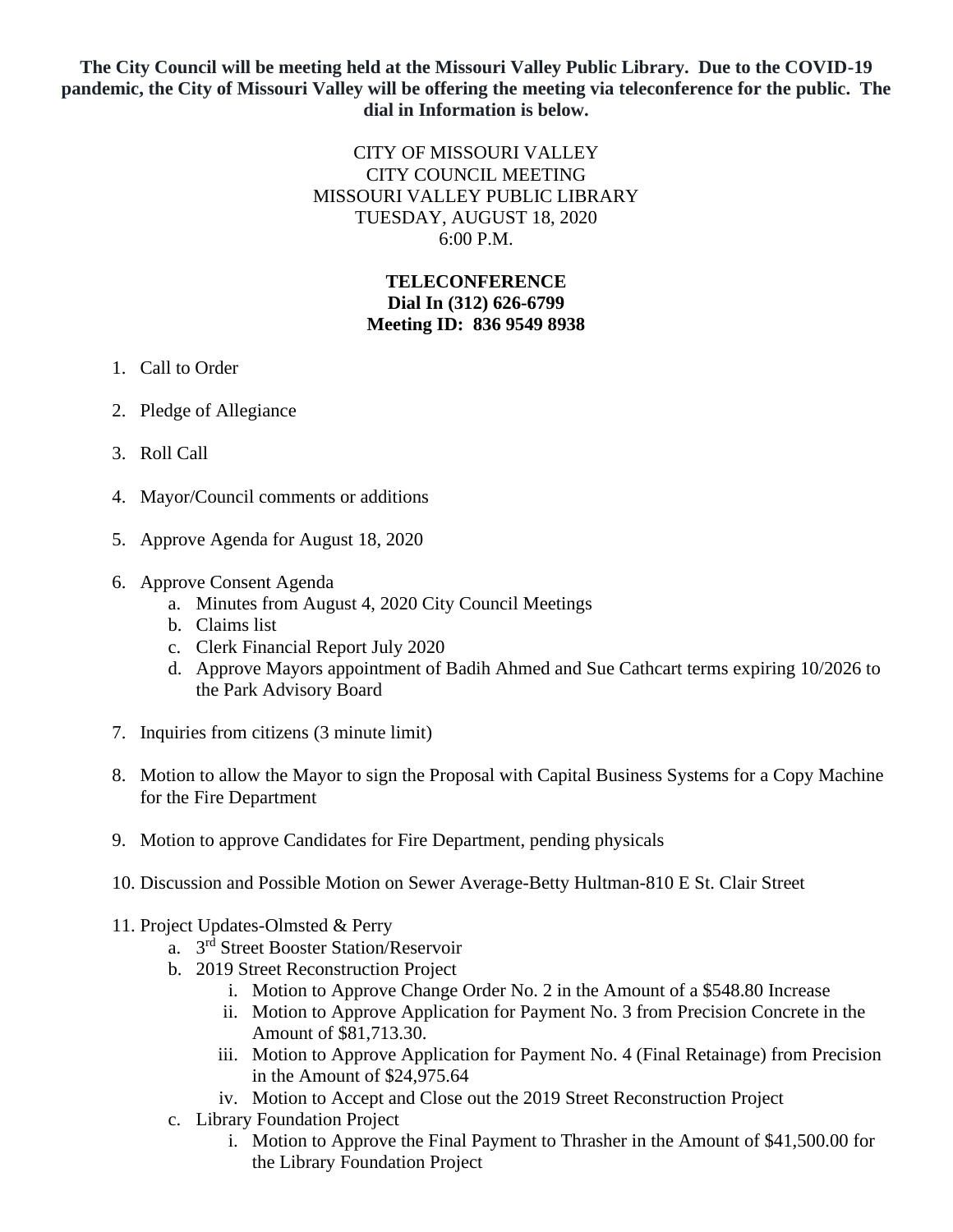**The City Council will be meeting held at the Missouri Valley Public Library. Due to the COVID-19 pandemic, the City of Missouri Valley will be offering the meeting via teleconference for the public. The dial in Information is below.**

CITY OF MISSOURI VALLEY
CITY COUNCIL MEETING
MISSOURI VALLEY PUBLIC LIBRARY
TUESDAY, AUGUST 18, 2020
6:00 P.M.

**TELECONFERENCE**
**Dial In (312) 626-6799**
**Meeting ID: 836 9549 8938**

1. Call to Order

2. Pledge of Allegiance

3. Roll Call

4. Mayor/Council comments or additions

5. Approve Agenda for August 18, 2020

6. Approve Consent Agenda
   a. Minutes from August 4, 2020 City Council Meetings
   b. Claims list
   c. Clerk Financial Report July 2020
   d. Approve Mayors appointment of Badih Ahmed and Sue Cathcart terms expiring 10/2026 to the Park Advisory Board

7. Inquiries from citizens (3 minute limit)

8. Motion to allow the Mayor to sign the Proposal with Capital Business Systems for a Copy Machine for the Fire Department

9. Motion to approve Candidates for Fire Department, pending physicals

10. Discussion and Possible Motion on Sewer Average-Betty Hultman-810 E St. Clair Street

11. Project Updates-Olmsted & Perry
    a. 3rd Street Booster Station/Reservoir
    b. 2019 Street Reconstruction Project
       i. Motion to Approve Change Order No. 2 in the Amount of a $548.80 Increase
       ii. Motion to Approve Application for Payment No. 3 from Precision Concrete in the Amount of $81,713.30.
       iii. Motion to Approve Application for Payment No. 4 (Final Retainage) from Precision in the Amount of $24,975.64
       iv. Motion to Accept and Close out the 2019 Street Reconstruction Project
    c. Library Foundation Project
       i. Motion to Approve the Final Payment to Thrasher in the Amount of $41,500.00 for the Library Foundation Project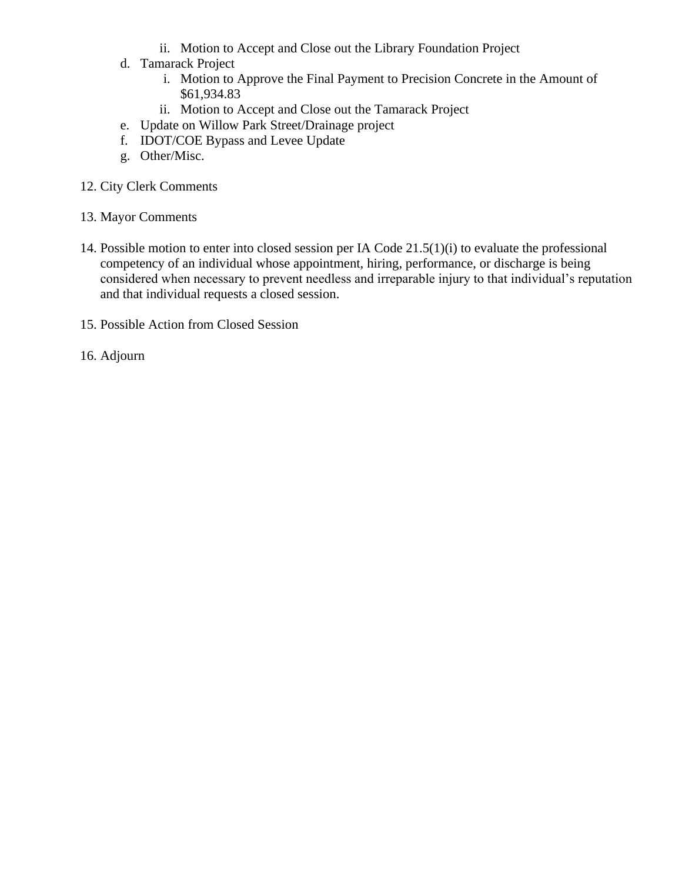- ii. Motion to Accept and Close out the Library Foundation Project
- d. Tamarack Project
   - i. Motion to Approve the Final Payment to Precision Concrete in the Amount of $61,934.83
   - ii. Motion to Accept and Close out the Tamarack Project
- e. Update on Willow Park Street/Drainage project
- f. IDOT/COE Bypass and Levee Update
- g. Other/Misc.

12. City Clerk Comments

13. Mayor Comments

14. Possible motion to enter into closed session per IA Code 21.5(1)(i) to evaluate the professional competency of an individual whose appointment, hiring, performance, or discharge is being considered when necessary to prevent needless and irreparable injury to that individual's reputation and that individual requests a closed session.

15. Possible Action from Closed Session

16. Adjourn